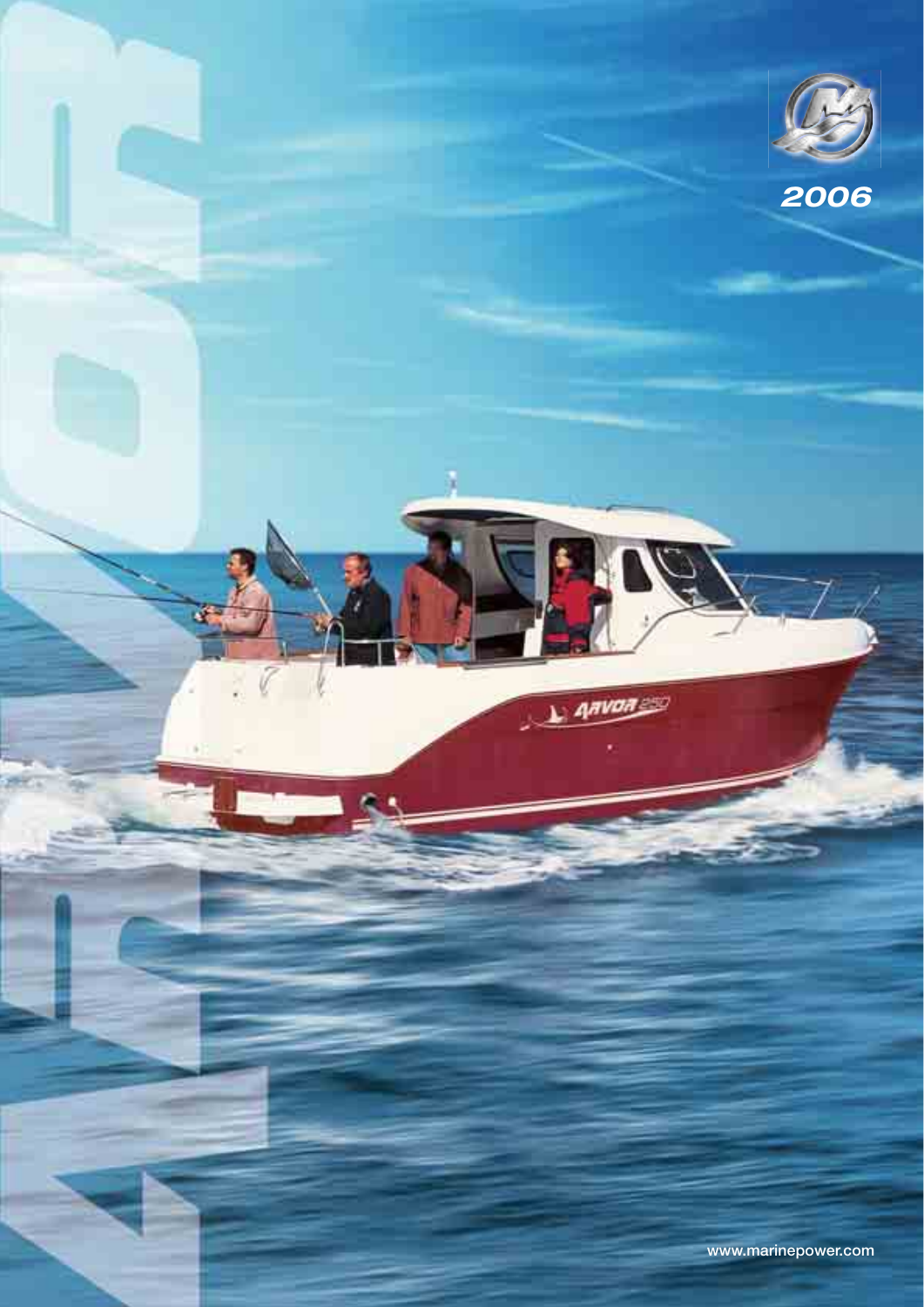# ARVOR

2006

www.marinepower.com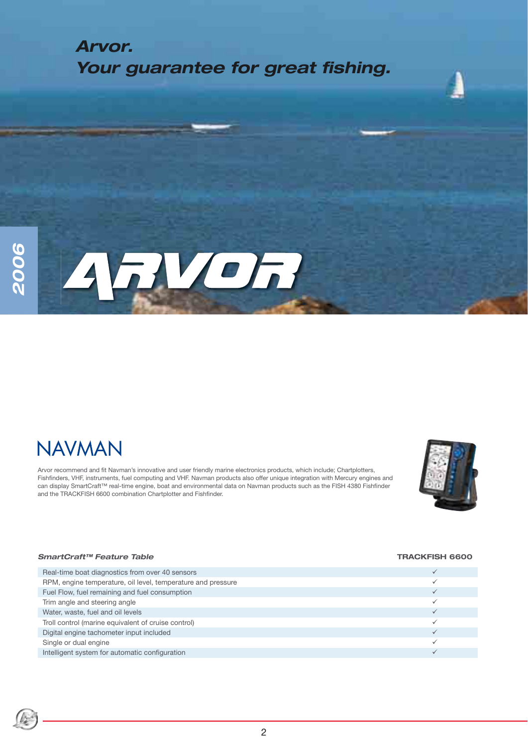*Arvor.*
*Your guarantee for great fishing.*

2006

ARVOR

# NAVMAN

Arvor recommend and fit Navman's innovative and user friendly marine electronics products, which include; Chartplotters, Fishfinders, VHF, instruments, fuel computing and VHF. Navman products also offer unique integration with Mercury engines and can display SmartCraft™ real-time engine, boat and environmental data on Navman products such as the FISH 4380 Fishfinder and the TRACKFISH 6600 combination Chartplotter and Fishfinder.

| *SmartCraft™ Feature Table* | **TRACKFISH 6600** |
|---|---|
| Real-time boat diagnostics from over 40 sensors | ✓ |
| RPM, engine temperature, oil level, temperature and pressure | ✓ |
| Fuel Flow, fuel remaining and fuel consumption | ✓ |
| Trim angle and steering angle | ✓ |
| Water, waste, fuel and oil levels | ✓ |
| Troll control (marine equivalent of cruise control) | ✓ |
| Digital engine tachometer input included | ✓ |
| Single or dual engine | ✓ |
| Intelligent system for automatic configuration | ✓ |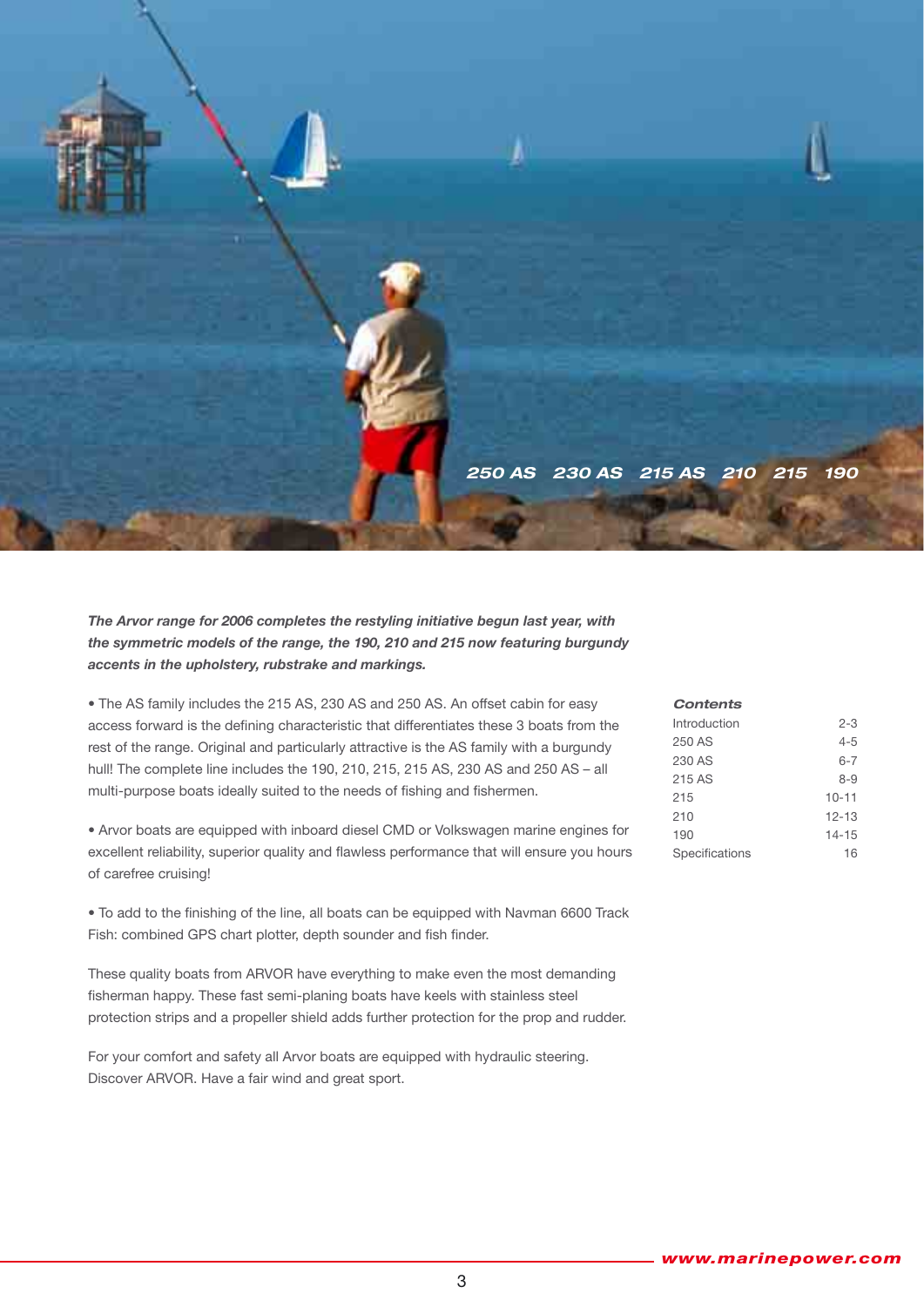**_250 AS   230 AS   215 AS   210   215   190_**

***The Arvor range for 2006 completes the restyling initiative begun last year, with the symmetric models of the range, the 190, 210 and 215 now featuring burgundy accents in the upholstery, rubstrake and markings.***

• The AS family includes the 215 AS, 230 AS and 250 AS. An offset cabin for easy access forward is the defining characteristic that differentiates these 3 boats from the rest of the range. Original and particularly attractive is the AS family with a burgundy hull! The complete line includes the 190, 210, 215, 215 AS, 230 AS and 250 AS – all multi-purpose boats ideally suited to the needs of fishing and fishermen.

• Arvor boats are equipped with inboard diesel CMD or Volkswagen marine engines for excellent reliability, superior quality and flawless performance that will ensure you hours of carefree cruising!

• To add to the finishing of the line, all boats can be equipped with Navman 6600 Track Fish: combined GPS chart plotter, depth sounder and fish finder.

These quality boats from ARVOR have everything to make even the most demanding fisherman happy. These fast semi-planing boats have keels with stainless steel protection strips and a propeller shield adds further protection for the prop and rudder.

For your comfort and safety all Arvor boats are equipped with hydraulic steering. Discover ARVOR. Have a fair wind and great sport.

***Contents***

| | |
|---|---|
| Introduction | 2-3 |
| 250 AS | 4-5 |
| 230 AS | 6-7 |
| 215 AS | 8-9 |
| 215 | 10-11 |
| 210 | 12-13 |
| 190 | 14-15 |
| Specifications | 16 |

*www.marinepower.com*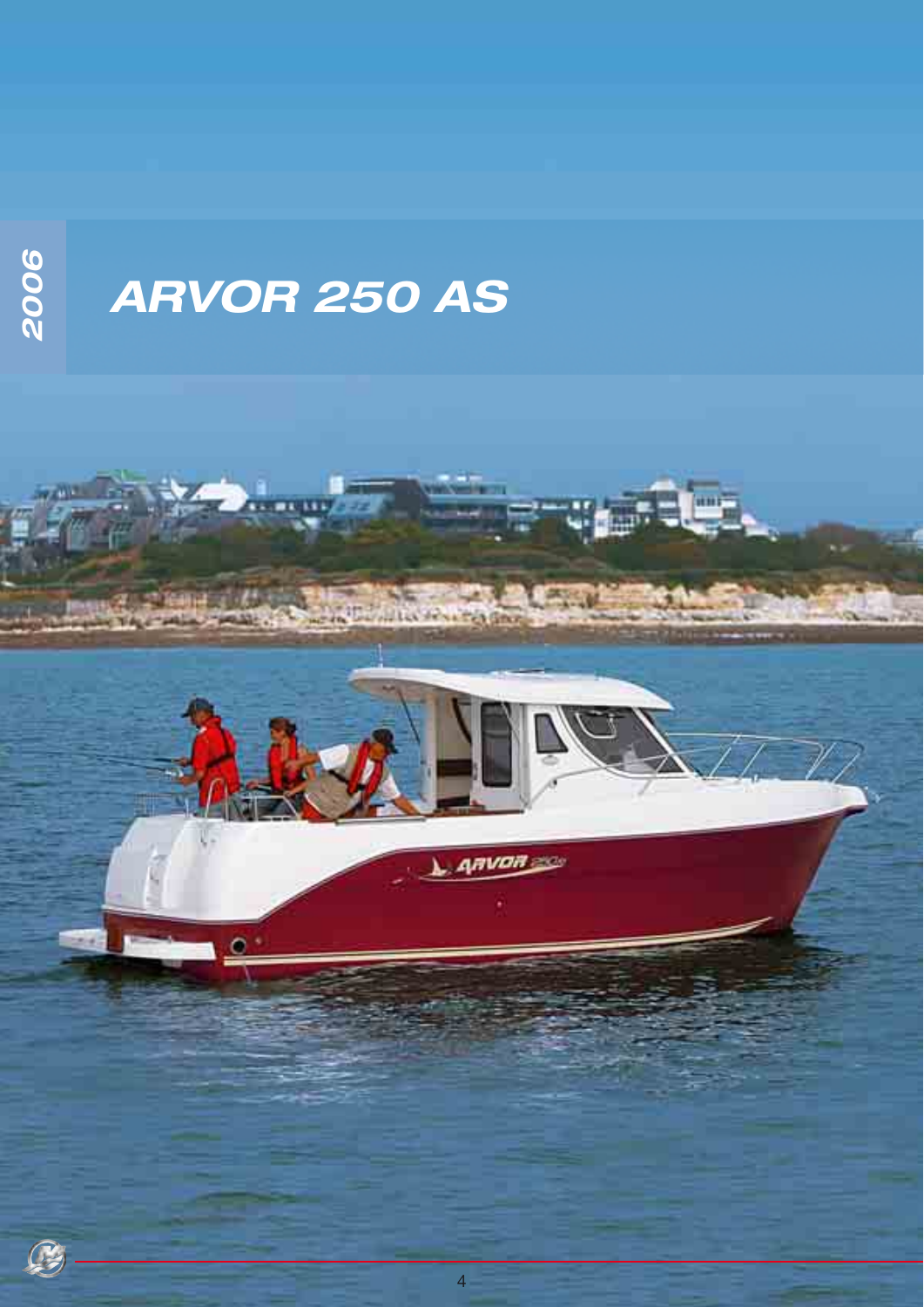2006

# ARVOR 250 AS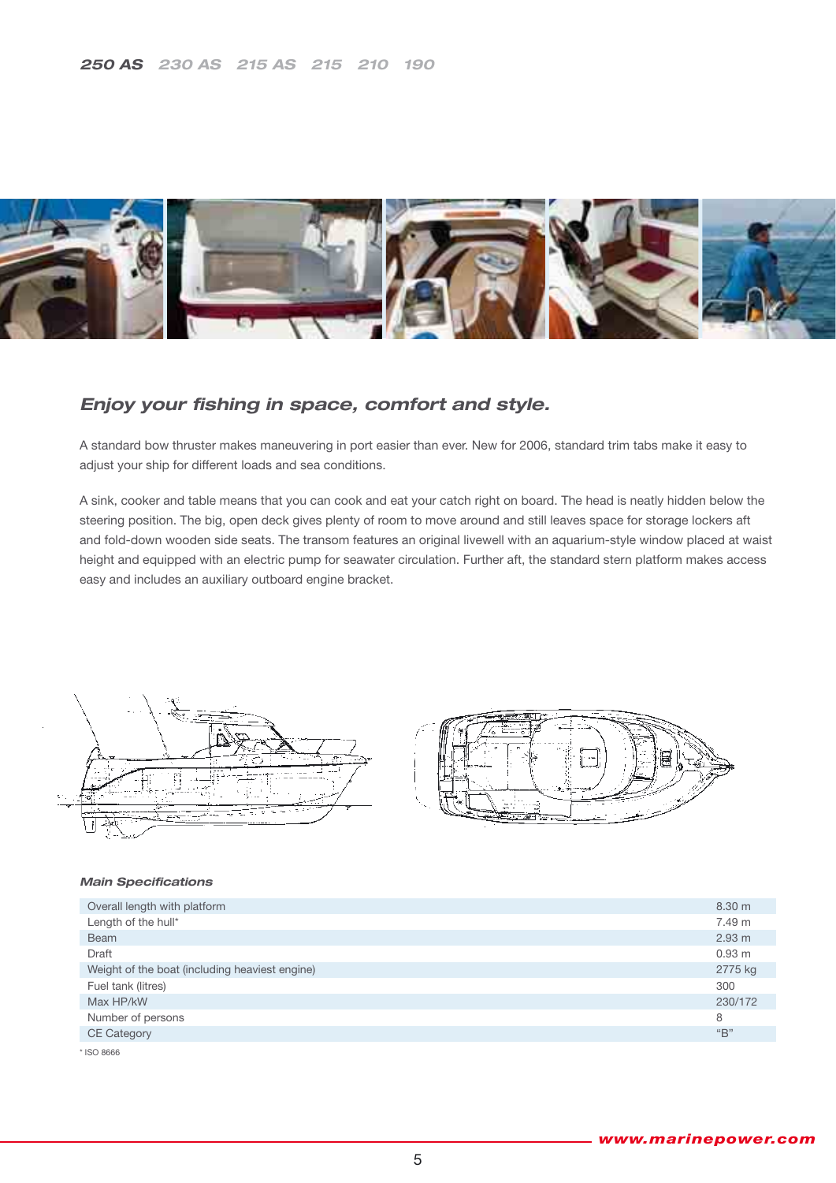**250 AS** *230 AS* *215 AS* *215* *210* *190*

## *Enjoy your fishing in space, comfort and style.*

A standard bow thruster makes maneuvering in port easier than ever. New for 2006, standard trim tabs make it easy to adjust your ship for different loads and sea conditions.

A sink, cooker and table means that you can cook and eat your catch right on board. The head is neatly hidden below the steering position. The big, open deck gives plenty of room to move around and still leaves space for storage lockers aft and fold-down wooden side seats. The transom features an original livewell with an aquarium-style window placed at waist height and equipped with an electric pump for seawater circulation. Further aft, the standard stern platform makes access easy and includes an auxiliary outboard engine bracket.

### *Main Specifications*

| | |
|---|---|
| Overall length with platform | 8.30 m |
| Length of the hull* | 7.49 m |
| Beam | 2.93 m |
| Draft | 0.93 m |
| Weight of the boat (including heaviest engine) | 2775 kg |
| Fuel tank (litres) | 300 |
| Max HP/kW | 230/172 |
| Number of persons | 8 |
| CE Category | "B" |

* ISO 8666

*www.marinepower.com*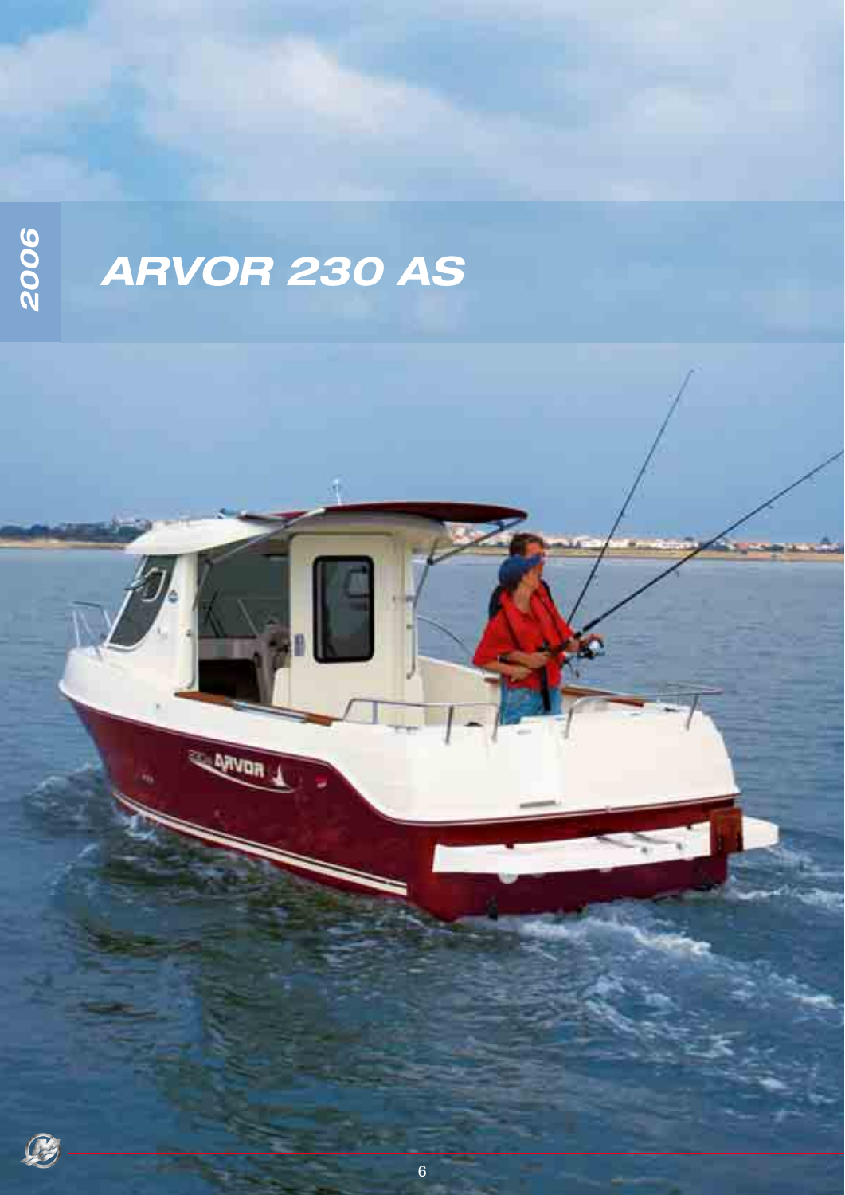2006

# ARVOR 230 AS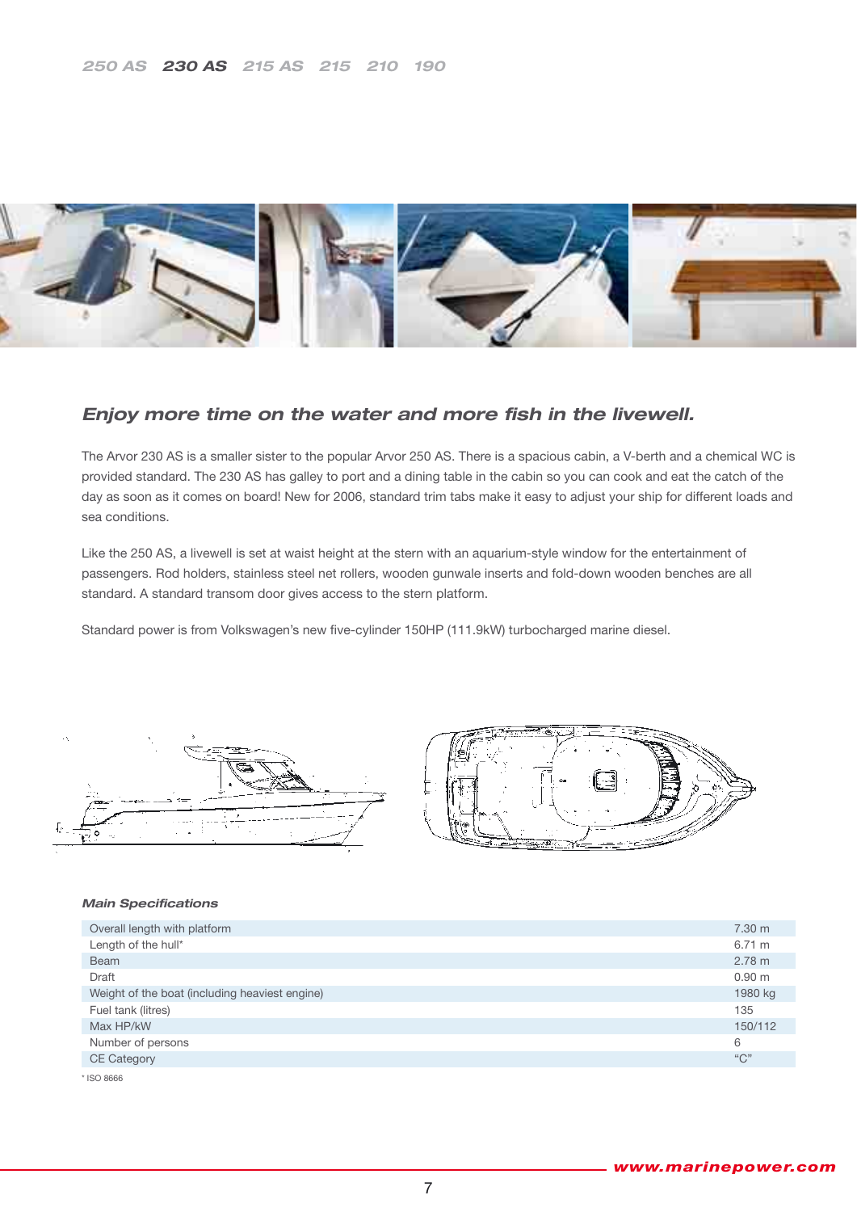250 AS **230 AS** 215 AS 215 210 190

## *Enjoy more time on the water and more fish in the livewell.*

The Arvor 230 AS is a smaller sister to the popular Arvor 250 AS. There is a spacious cabin, a V-berth and a chemical WC is provided standard. The 230 AS has galley to port and a dining table in the cabin so you can cook and eat the catch of the day as soon as it comes on board! New for 2006, standard trim tabs make it easy to adjust your ship for different loads and sea conditions.

Like the 250 AS, a livewell is set at waist height at the stern with an aquarium-style window for the entertainment of passengers. Rod holders, stainless steel net rollers, wooden gunwale inserts and fold-down wooden benches are all standard. A standard transom door gives access to the stern platform.

Standard power is from Volkswagen's new five-cylinder 150HP (111.9kW) turbocharged marine diesel.

### *Main Specifications*

| | |
|---|---|
| Overall length with platform | 7.30 m |
| Length of the hull* | 6.71 m |
| Beam | 2.78 m |
| Draft | 0.90 m |
| Weight of the boat (including heaviest engine) | 1980 kg |
| Fuel tank (litres) | 135 |
| Max HP/kW | 150/112 |
| Number of persons | 6 |
| CE Category | "C" |

* ISO 8666

www.marinepower.com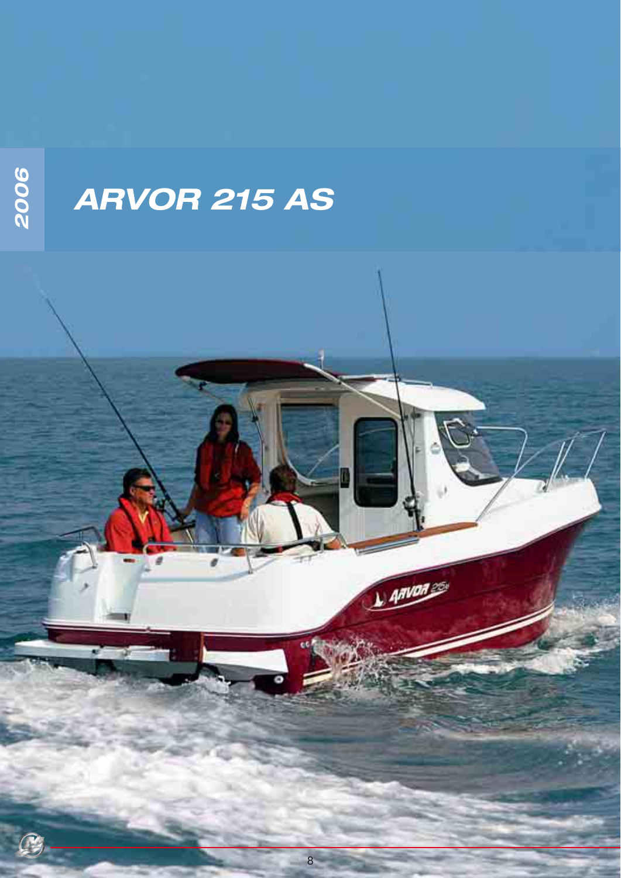2006

# ARVOR 215 AS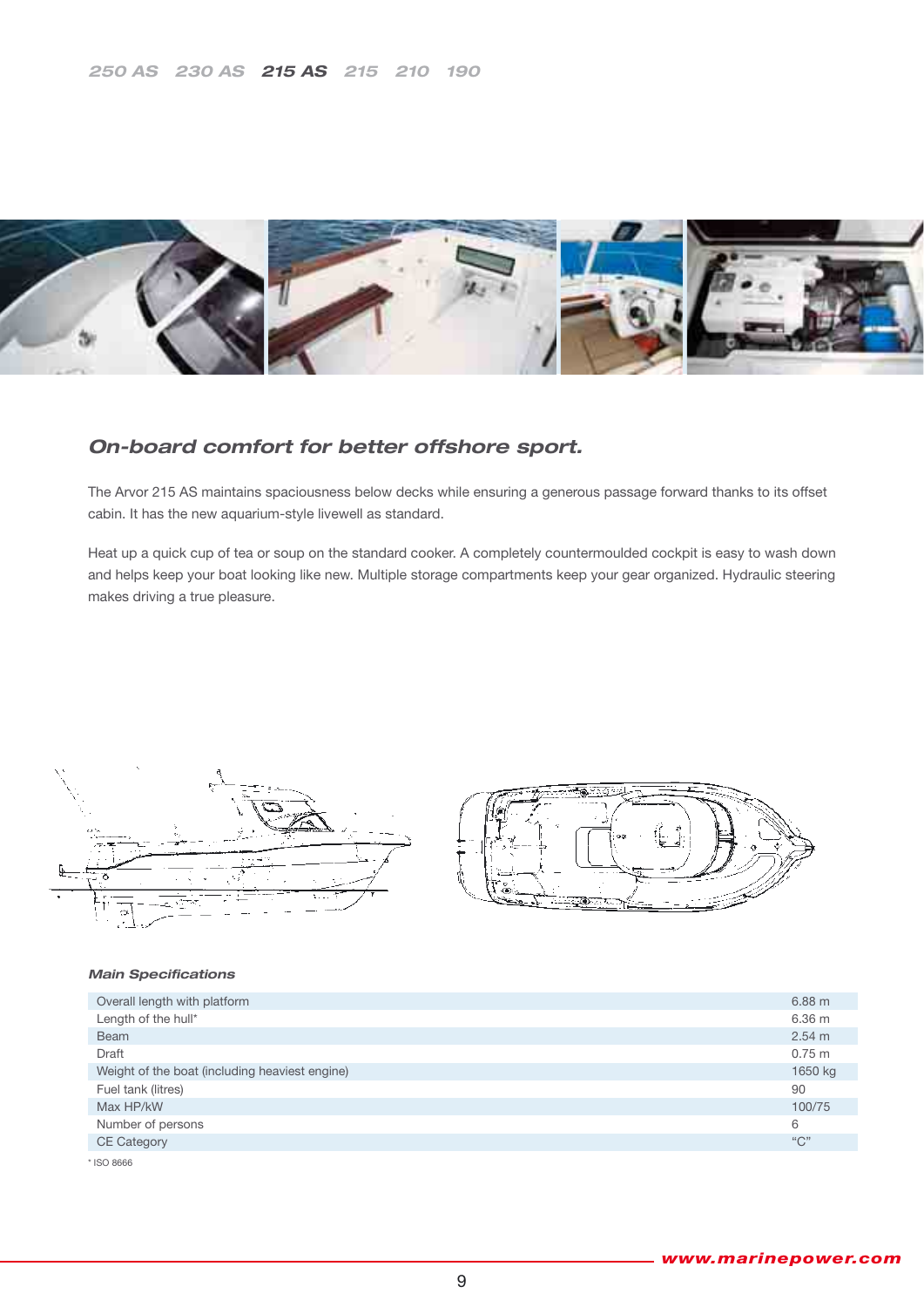250 AS 230 AS **215 AS** 215 210 190

## *On-board comfort for better offshore sport.*

The Arvor 215 AS maintains spaciousness below decks while ensuring a generous passage forward thanks to its offset cabin. It has the new aquarium-style livewell as standard.

Heat up a quick cup of tea or soup on the standard cooker. A completely countermoulded cockpit is easy to wash down and helps keep your boat looking like new. Multiple storage compartments keep your gear organized. Hydraulic steering makes driving a true pleasure.

### *Main Specifications*

| | |
|---|---|
| Overall length with platform | 6.88 m |
| Length of the hull* | 6.36 m |
| Beam | 2.54 m |
| Draft | 0.75 m |
| Weight of the boat (including heaviest engine) | 1650 kg |
| Fuel tank (litres) | 90 |
| Max HP/kW | 100/75 |
| Number of persons | 6 |
| CE Category | "C" |

* ISO 8666

www.marinepower.com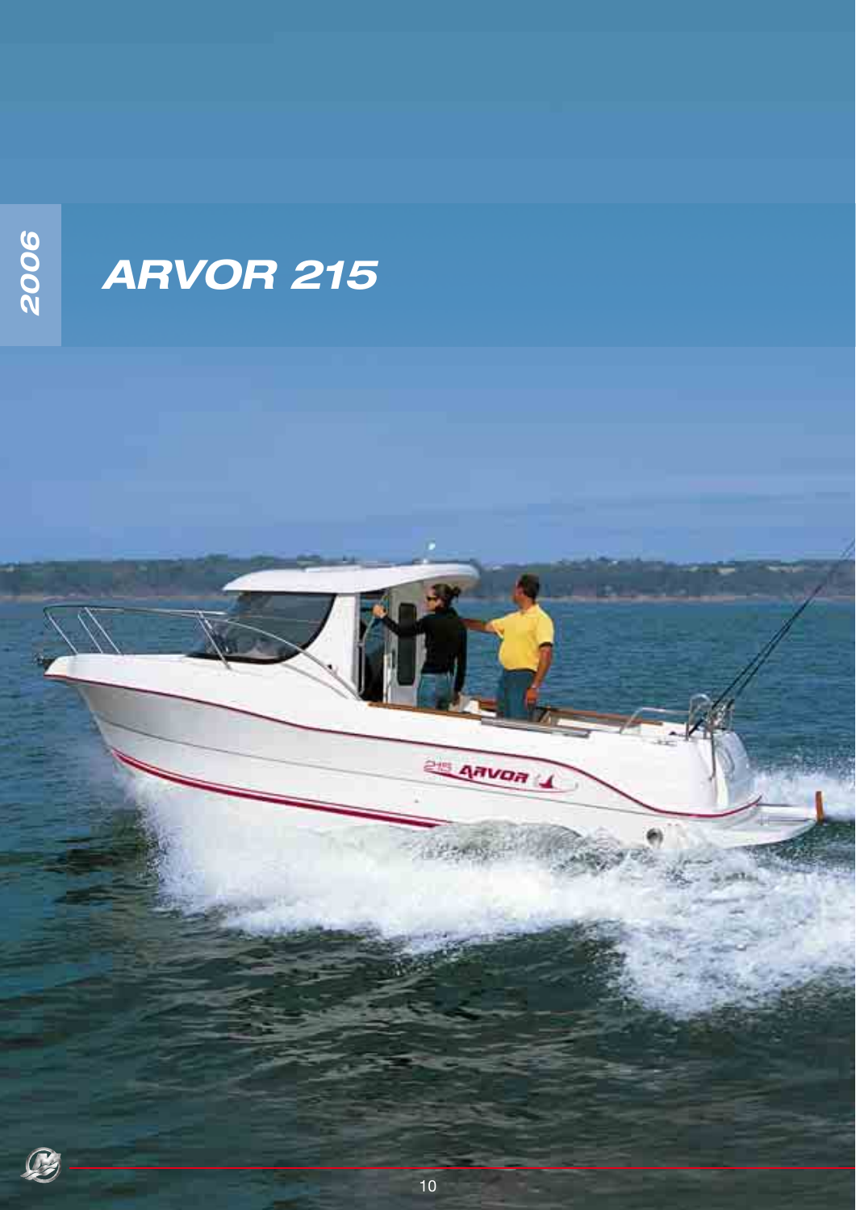2006

# ARVOR 215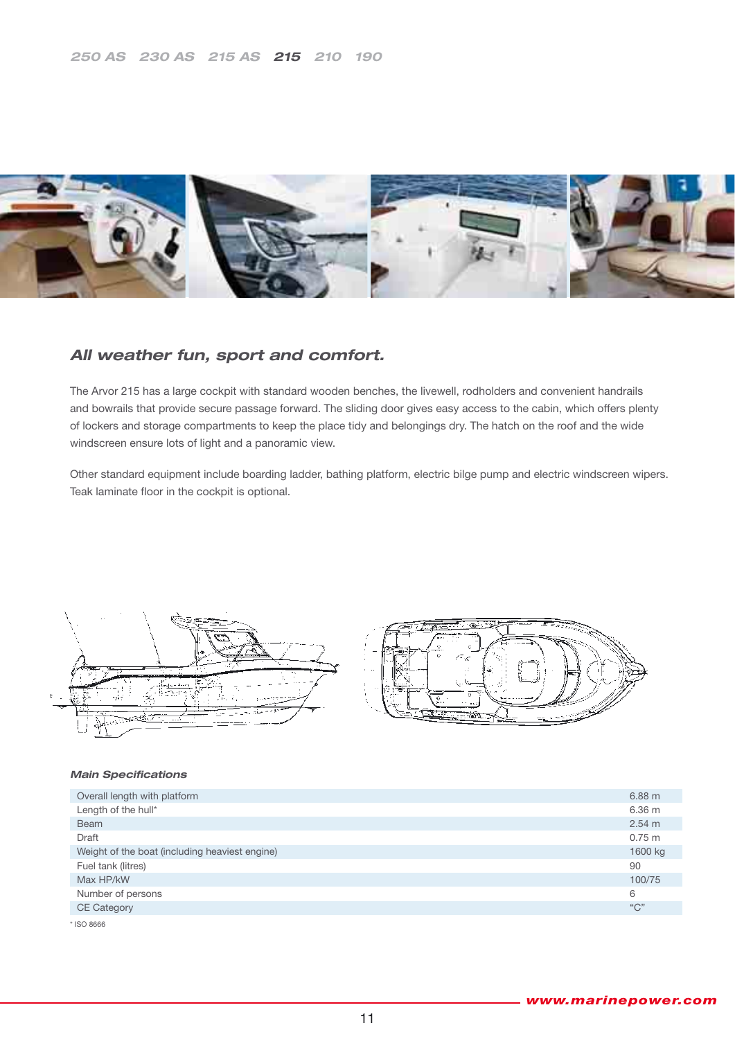250 AS 230 AS 215 AS **215** 210 190

## *All weather fun, sport and comfort.*

The Arvor 215 has a large cockpit with standard wooden benches, the livewell, rodholders and convenient handrails and bowrails that provide secure passage forward. The sliding door gives easy access to the cabin, which offers plenty of lockers and storage compartments to keep the place tidy and belongings dry. The hatch on the roof and the wide windscreen ensure lots of light and a panoramic view.

Other standard equipment include boarding ladder, bathing platform, electric bilge pump and electric windscreen wipers. Teak laminate floor in the cockpit is optional.

### *Main Specifications*

| | |
|---|---|
| Overall length with platform | 6.88 m |
| Length of the hull* | 6.36 m |
| Beam | 2.54 m |
| Draft | 0.75 m |
| Weight of the boat (including heaviest engine) | 1600 kg |
| Fuel tank (litres) | 90 |
| Max HP/kW | 100/75 |
| Number of persons | 6 |
| CE Category | “C” |

* ISO 8666

www.marinepower.com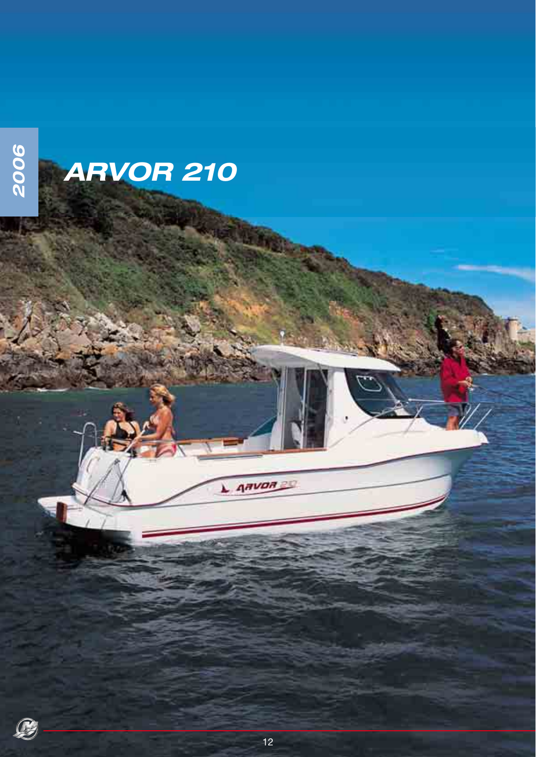2006

# ARVOR 210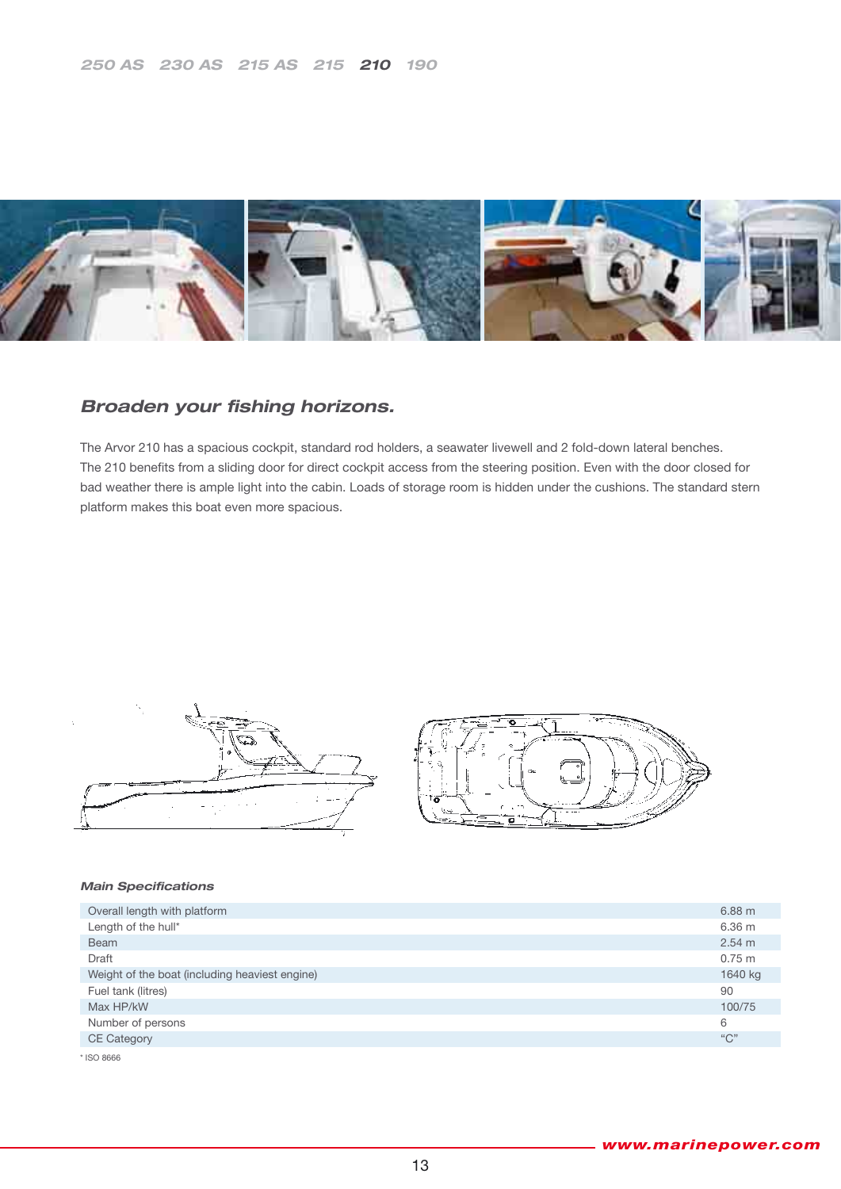250 AS 230 AS 215 AS 215 **210** 190

## *Broaden your fishing horizons.*

The Arvor 210 has a spacious cockpit, standard rod holders, a seawater livewell and 2 fold-down lateral benches. The 210 benefits from a sliding door for direct cockpit access from the steering position. Even with the door closed for bad weather there is ample light into the cabin. Loads of storage room is hidden under the cushions. The standard stern platform makes this boat even more spacious.

### *Main Specifications*

| | |
|---|---|
| Overall length with platform | 6.88 m |
| Length of the hull* | 6.36 m |
| Beam | 2.54 m |
| Draft | 0.75 m |
| Weight of the boat (including heaviest engine) | 1640 kg |
| Fuel tank (litres) | 90 |
| Max HP/kW | 100/75 |
| Number of persons | 6 |
| CE Category | "C" |

* ISO 8666

www.marinepower.com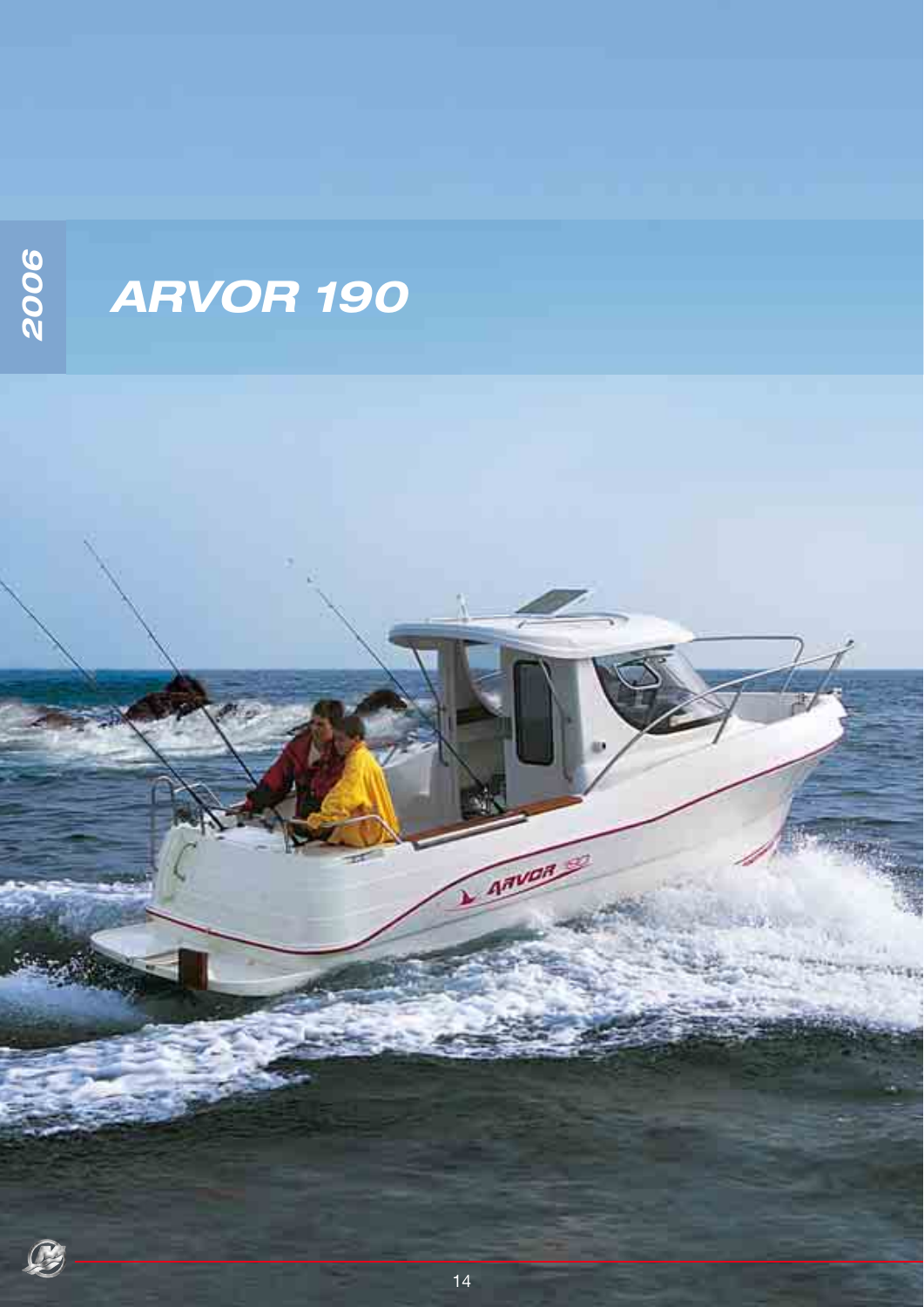2006

# ARVOR 190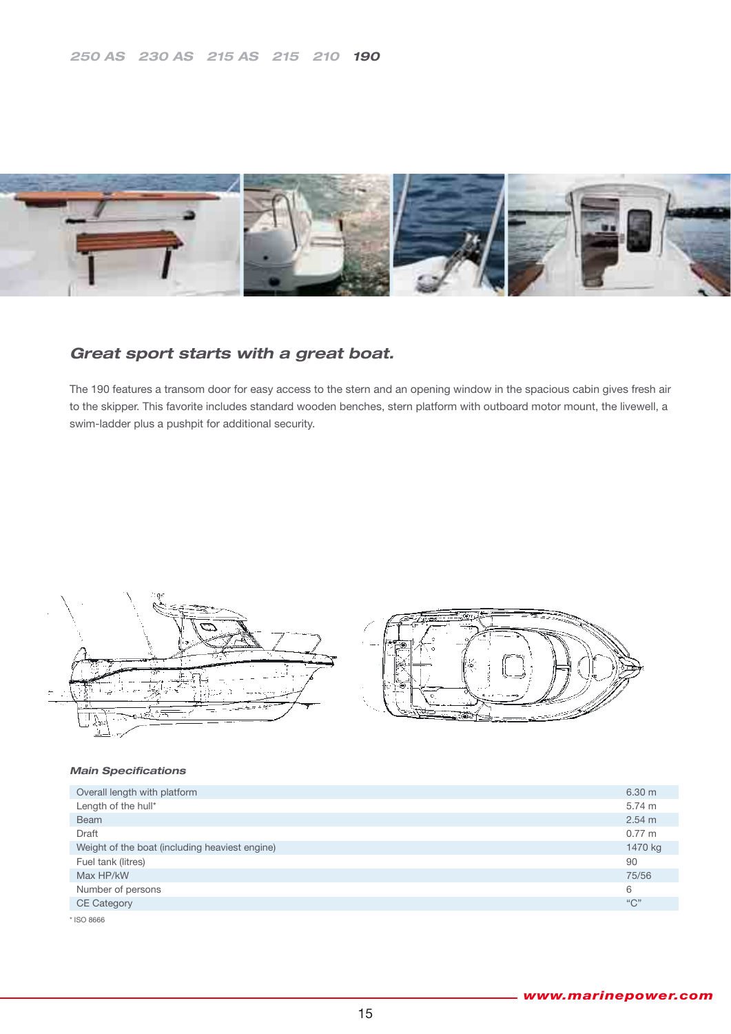250 AS 230 AS 215 AS 215 210 **190**

## *Great sport starts with a great boat.*

The 190 features a transom door for easy access to the stern and an opening window in the spacious cabin gives fresh air to the skipper. This favorite includes standard wooden benches, stern platform with outboard motor mount, the livewell, a swim-ladder plus a pushpit for additional security.

### *Main Specifications*

| | |
|---|---|
| Overall length with platform | 6.30 m |
| Length of the hull* | 5.74 m |
| Beam | 2.54 m |
| Draft | 0.77 m |
| Weight of the boat (including heaviest engine) | 1470 kg |
| Fuel tank (litres) | 90 |
| Max HP/kW | 75/56 |
| Number of persons | 6 |
| CE Category | "C" |

* ISO 8666

www.marinepower.com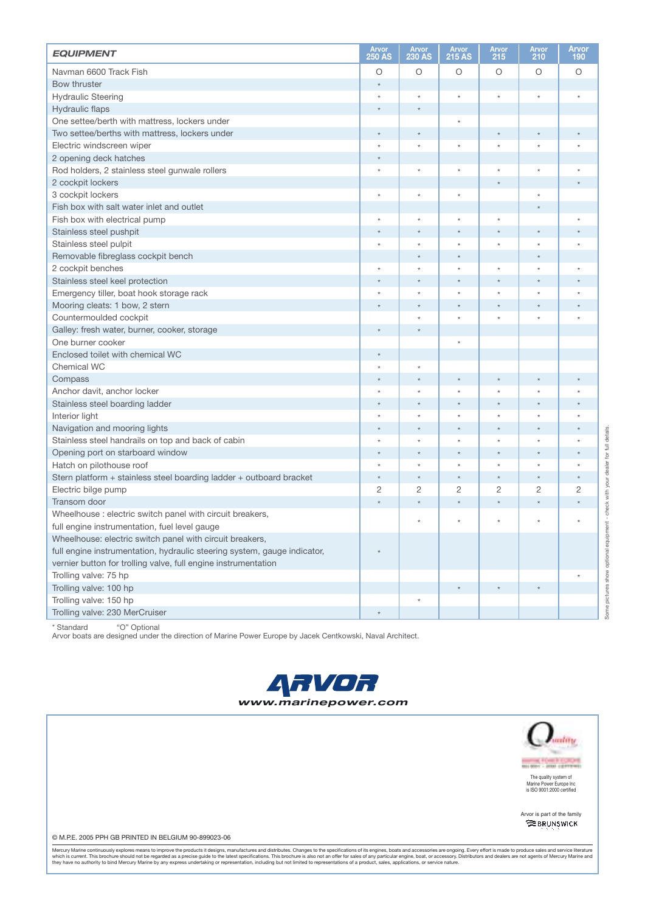| *EQUIPMENT* | Arvor 250 AS | Arvor 230 AS | Arvor 215 AS | Arvor 215 | Arvor 210 | Arvor 190 |
|---|---|---|---|---|---|---|
| Navman 6600 Track Fish | O | O | O | O | O | O |
| Bow thruster | * | | | | | |
| Hydraulic Steering | * | * | * | * | * | * |
| Hydraulic flaps | * | * | | | | |
| One settee/berth with mattress, lockers under | | | * | | | |
| Two settee/berths with mattress, lockers under | * | * | | * | * | * |
| Electric windscreen wiper | * | * | * | * | * | * |
| 2 opening deck hatches | * | | | | | |
| Rod holders, 2 stainless steel gunwale rollers | * | * | * | * | * | * |
| 2 cockpit lockers | | | | * | | * |
| 3 cockpit lockers | * | * | * | | * | |
| Fish box with salt water inlet and outlet | | | | | * | |
| Fish box with electrical pump | * | * | * | * | | * |
| Stainless steel pushpit | * | * | * | * | * | * |
| Stainless steel pulpit | * | * | * | * | * | * |
| Removable fibreglass cockpit bench | | * | * | | * | |
| 2 cockpit benches | * | * | * | * | * | * |
| Stainless steel keel protection | * | * | * | * | * | * |
| Emergency tiller, boat hook storage rack | * | * | * | * | * | * |
| Mooring cleats: 1 bow, 2 stern | * | * | * | * | * | * |
| Countermoulded cockpit | | * | * | * | * | * |
| Galley: fresh water, burner, cooker, storage | * | * | | | | |
| One burner cooker | | | * | | | |
| Enclosed toilet with chemical WC | * | | | | | |
| Chemical WC | * | * | | | | |
| Compass | * | * | * | * | * | * |
| Anchor davit, anchor locker | * | * | * | * | * | * |
| Stainless steel boarding ladder | * | * | * | * | * | * |
| Interior light | * | * | * | * | * | * |
| Navigation and mooring lights | * | * | * | * | * | * |
| Stainless steel handrails on top and back of cabin | * | * | * | * | * | * |
| Opening port on starboard window | * | * | * | * | * | * |
| Hatch on pilothouse roof | * | * | * | * | * | * |
| Stern platform + stainless steel boarding ladder + outboard bracket | * | * | * | * | * | * |
| Electric bilge pump | 2 | 2 | 2 | 2 | 2 | 2 |
| Transom door | * | * | * | * | * | * |
| Wheelhouse : electric switch panel with circuit breakers, full engine instrumentation, fuel level gauge | | * | * | * | * | * |
| Wheelhouse: electric switch panel with circuit breakers, full engine instrumentation, hydraulic steering system, gauge indicator, vernier button for trolling valve, full engine instrumentation | * | | | | | |
| Trolling valve: 75 hp | | | | | | * |
| Trolling valve: 100 hp | | | * | * | * | |
| Trolling valve: 150 hp | | * | | | | |
| Trolling valve: 230 MerCruiser | * | | | | | |

\* Standard "O" Optional
Arvor boats are designed under the direction of Marine Power Europe by Jacek Centkowski, Naval Architect.

Some pictures show optional equipment - check with your dealer for full details.

ARVOR
www.marinepower.com

The quality system of Marine Power Europe Inc is ISO 9001:2000 certified

Arvor is part of the family
BRUNSWICK

© M.P.E. 2005 PPH GB PRINTED IN BELGIUM 90-899023-06

Mercury Marine continuously explores means to improve the products it designs, manufactures and distributes. Changes to the specifications of its engines, boats and accessories are ongoing. Every effort is made to produce sales and service literature which is current. This brochure should not be regarded as a precise guide to the latest specifications. This brochure is also not an offer for sales of any particular engine, boat, or accessory. Distributors and dealers are not agents of Mercury Marine and they have no authority to bind Mercury Marine by any express undertaking or representation, including but not limited to representations of a product, sales, applications, or service nature.